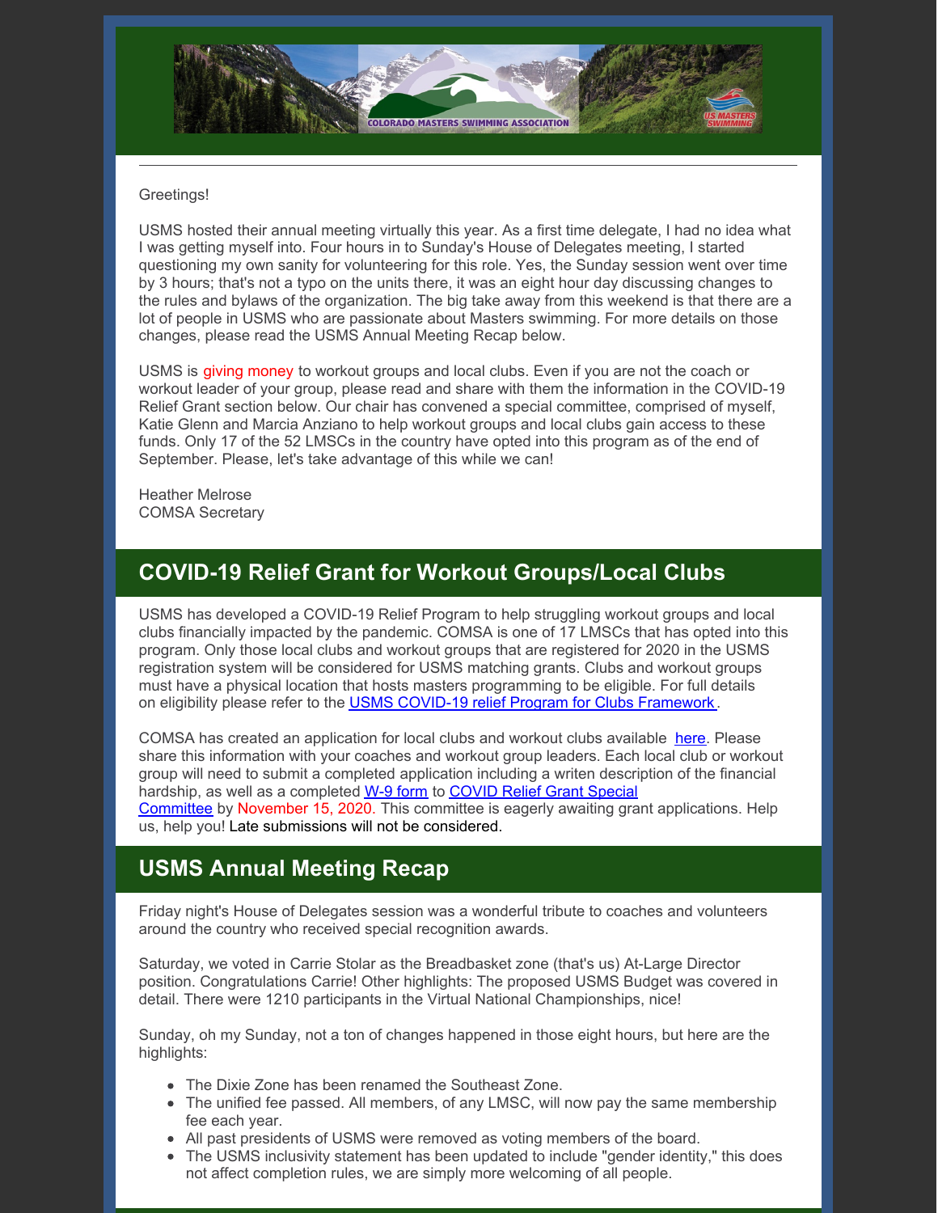Greetings!

USMS hosted their annual meeting virtually this year. As a first time delegate, I had no idea what I was getting myself into. Four hours in to Sunday's House of Delegates meeting, I started questioning my own sanity for volunteering for this role. Yes, the Sunday session went over time by 3 hours; that's not a typo on the units there, it was an eight hour day discussing changes to the rules and bylaws of the organization. The big take away from this weekend is that there are a lot of people in USMS who are passionate about Masters swimming. For more details on those changes, please read the USMS Annual Meeting Recap below.

USMS is giving money to workout groups and local clubs. Even if you are not the coach or workout leader of your group, please read and share with them the information in the COVID-19 Relief Grant section below. Our chair has convened a special committee, comprised of myself, Katie Glenn and Marcia Anziano to help workout groups and local clubs gain access to these funds. Only 17 of the 52 LMSCs in the country have opted into this program as of the end of September. Please, let's take advantage of this while we can!

Heather Melrose
COMSA Secretary

## COVID-19 Relief Grant for Workout Groups/Local Clubs

USMS has developed a COVID-19 Relief Program to help struggling workout groups and local clubs financially impacted by the pandemic. COMSA is one of 17 LMSCs that has opted into this program. Only those local clubs and workout groups that are registered for 2020 in the USMS registration system will be considered for USMS matching grants. Clubs and workout groups must have a physical location that hosts masters programming to be eligible. For full details on eligibility please refer to the USMS COVID-19 relief Program for Clubs Framework.

COMSA has created an application for local clubs and workout clubs available here. Please share this information with your coaches and workout group leaders. Each local club or workout group will need to submit a completed application including a writen description of the financial hardship, as well as a completed W-9 form to COVID Relief Grant Special Committee by November 15, 2020. This committee is eagerly awaiting grant applications. Help us, help you! Late submissions will not be considered.

## USMS Annual Meeting Recap

Friday night's House of Delegates session was a wonderful tribute to coaches and volunteers around the country who received special recognition awards.

Saturday, we voted in Carrie Stolar as the Breadbasket zone (that's us) At-Large Director position. Congratulations Carrie! Other highlights: The proposed USMS Budget was covered in detail. There were 1210 participants in the Virtual National Championships, nice!

Sunday, oh my Sunday, not a ton of changes happened in those eight hours, but here are the highlights:

- The Dixie Zone has been renamed the Southeast Zone.
- The unified fee passed. All members, of any LMSC, will now pay the same membership fee each year.
- All past presidents of USMS were removed as voting members of the board.
- The USMS inclusivity statement has been updated to include "gender identity," this does not affect completion rules, we are simply more welcoming of all people.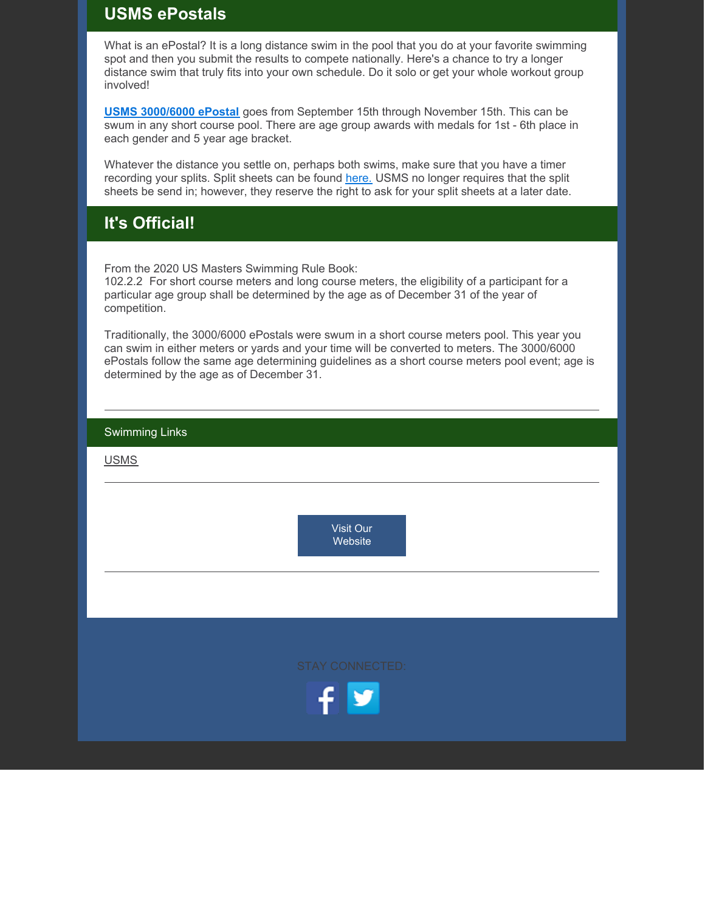## USMS ePostals

What is an ePostal? It is a long distance swim in the pool that you do at your favorite swimming spot and then you submit the results to compete nationally. Here's a chance to try a longer distance swim that truly fits into your own schedule. Do it solo or get your whole workout group involved!

**USMS 3000/6000 ePostal** goes from September 15th through November 15th. This can be swum in any short course pool. There are age group awards with medals for 1st - 6th place in each gender and 5 year age bracket.

Whatever the distance you settle on, perhaps both swims, make sure that you have a timer recording your splits. Split sheets can be found here. USMS no longer requires that the split sheets be send in; however, they reserve the right to ask for your split sheets at a later date.

## It's Official!

From the 2020 US Masters Swimming Rule Book:
102.2.2 For short course meters and long course meters, the eligibility of a participant for a particular age group shall be determined by the age as of December 31 of the year of competition.

Traditionally, the 3000/6000 ePostals were swum in a short course meters pool. This year you can swim in either meters or yards and your time will be converted to meters. The 3000/6000 ePostals follow the same age determining guidelines as a short course meters pool event; age is determined by the age as of December 31.

---

Swimming Links

USMS

---

Visit Our Website

---

STAY CONNECTED: